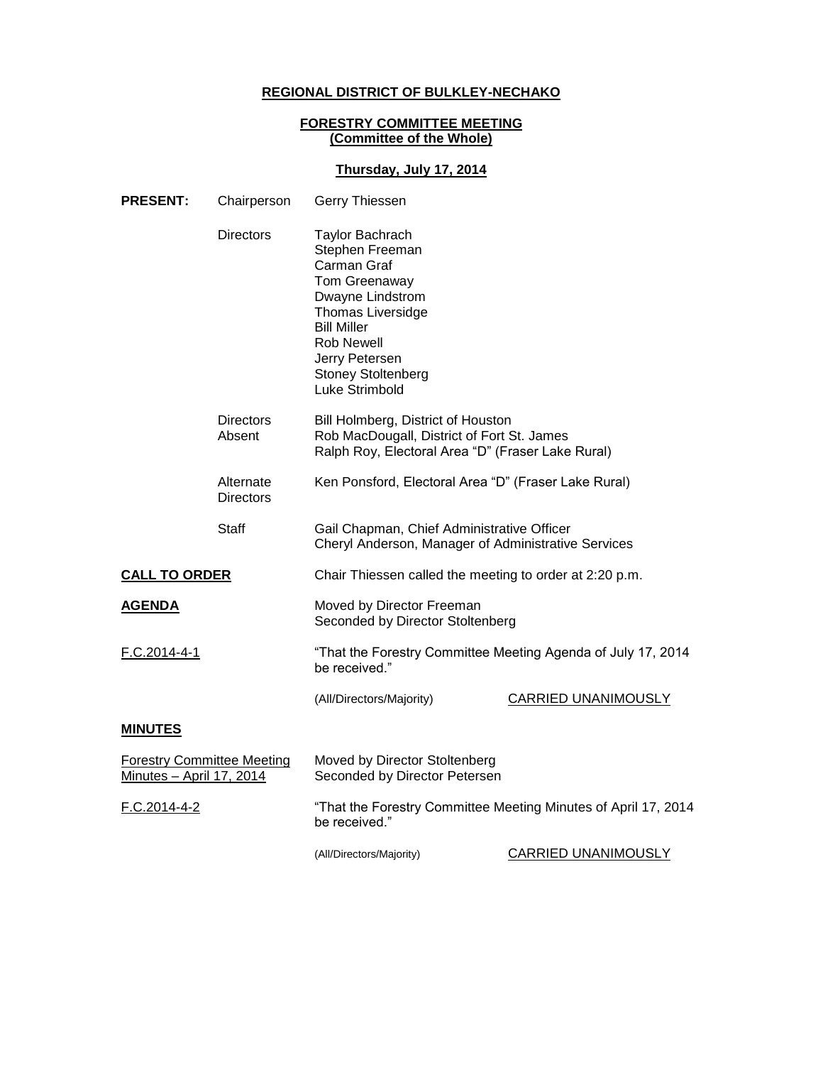**REGIONAL DISTRICT OF BULKLEY-NECHAKO**

**FORESTRY COMMITTEE MEETING**
**(Committee of the Whole)**

**Thursday, July 17, 2014**

**PRESENT:**

Chairperson: Gerry Thiessen

Directors:
Taylor Bachrach
Stephen Freeman
Carman Graf
Tom Greenaway
Dwayne Lindstrom
Thomas Liversidge
Bill Miller
Rob Newell
Jerry Petersen
Stoney Stoltenberg
Luke Strimbold

Directors Absent:
Bill Holmberg, District of Houston
Rob MacDougall, District of Fort St. James
Ralph Roy, Electoral Area "D" (Fraser Lake Rural)

Alternate Directors:
Ken Ponsford, Electoral Area "D" (Fraser Lake Rural)

Staff:
Gail Chapman, Chief Administrative Officer
Cheryl Anderson, Manager of Administrative Services

**CALL TO ORDER**

Chair Thiessen called the meeting to order at 2:20 p.m.

**AGENDA**

Moved by Director Freeman
Seconded by Director Stoltenberg

F.C.2014-4-1

"That the Forestry Committee Meeting Agenda of July 17, 2014 be received."

(All/Directors/Majority) CARRIED UNANIMOUSLY

**MINUTES**

Forestry Committee Meeting Minutes – April 17, 2014

Moved by Director Stoltenberg
Seconded by Director Petersen

F.C.2014-4-2

"That the Forestry Committee Meeting Minutes of April 17, 2014 be received."

(All/Directors/Majority) CARRIED UNANIMOUSLY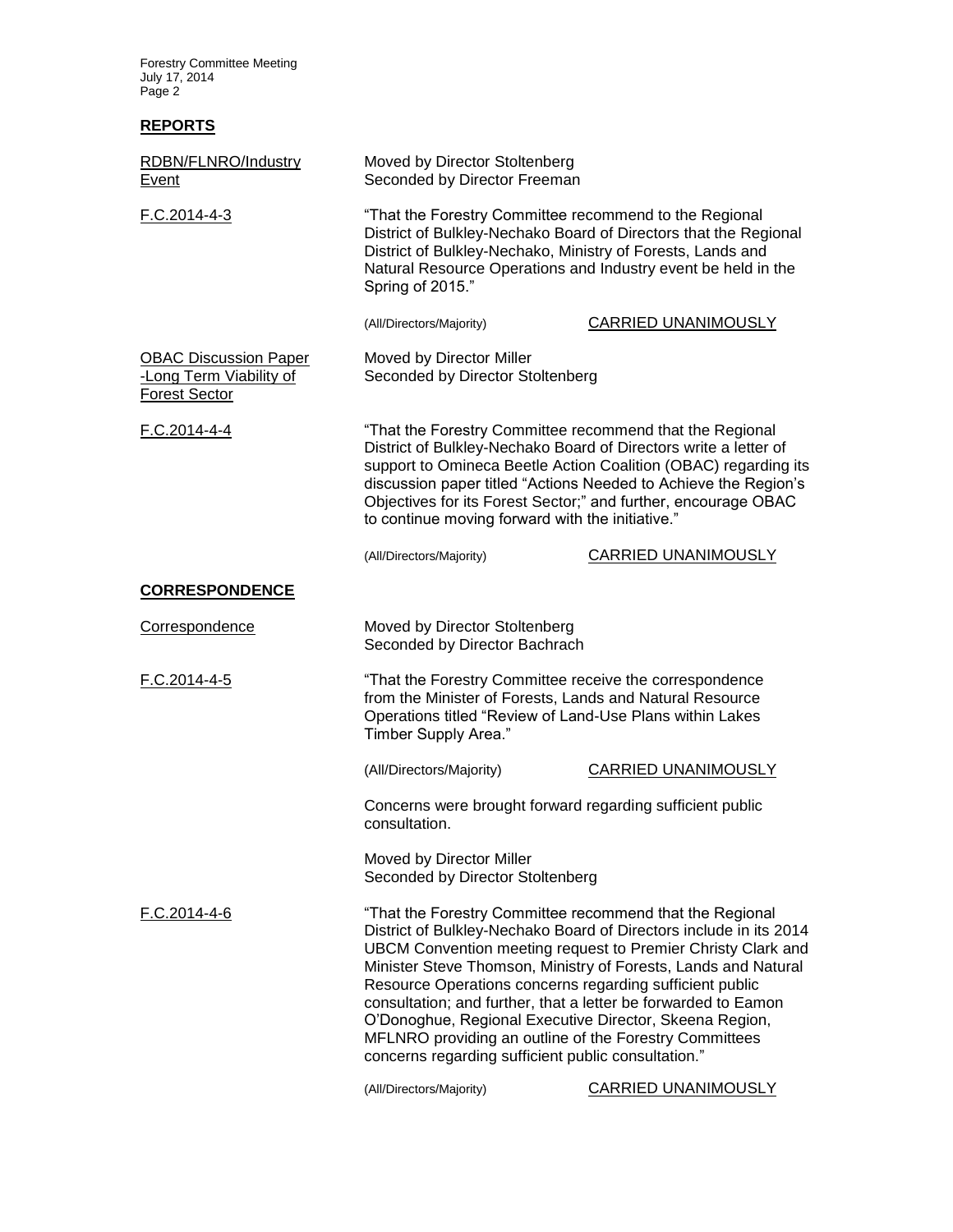## REPORTS

RDBN/FLNRO/Industry Event

Moved by Director Stoltenberg
Seconded by Director Freeman

F.C.2014-4-3

"That the Forestry Committee recommend to the Regional District of Bulkley-Nechako Board of Directors that the Regional District of Bulkley-Nechako, Ministry of Forests, Lands and Natural Resource Operations and Industry event be held in the Spring of 2015."

(All/Directors/Majority) CARRIED UNANIMOUSLY

OBAC Discussion Paper -Long Term Viability of Forest Sector

Moved by Director Miller
Seconded by Director Stoltenberg

F.C.2014-4-4

"That the Forestry Committee recommend that the Regional District of Bulkley-Nechako Board of Directors write a letter of support to Omineca Beetle Action Coalition (OBAC) regarding its discussion paper titled "Actions Needed to Achieve the Region's Objectives for its Forest Sector;" and further, encourage OBAC to continue moving forward with the initiative."

(All/Directors/Majority) CARRIED UNANIMOUSLY

## CORRESPONDENCE

Correspondence

Moved by Director Stoltenberg
Seconded by Director Bachrach

F.C.2014-4-5

"That the Forestry Committee receive the correspondence from the Minister of Forests, Lands and Natural Resource Operations titled "Review of Land-Use Plans within Lakes Timber Supply Area."

(All/Directors/Majority) CARRIED UNANIMOUSLY

Concerns were brought forward regarding sufficient public consultation.

Moved by Director Miller
Seconded by Director Stoltenberg

F.C.2014-4-6

"That the Forestry Committee recommend that the Regional District of Bulkley-Nechako Board of Directors include in its 2014 UBCM Convention meeting request to Premier Christy Clark and Minister Steve Thomson, Ministry of Forests, Lands and Natural Resource Operations concerns regarding sufficient public consultation; and further, that a letter be forwarded to Eamon O'Donoghue, Regional Executive Director, Skeena Region, MFLNRO providing an outline of the Forestry Committees concerns regarding sufficient public consultation."

(All/Directors/Majority) CARRIED UNANIMOUSLY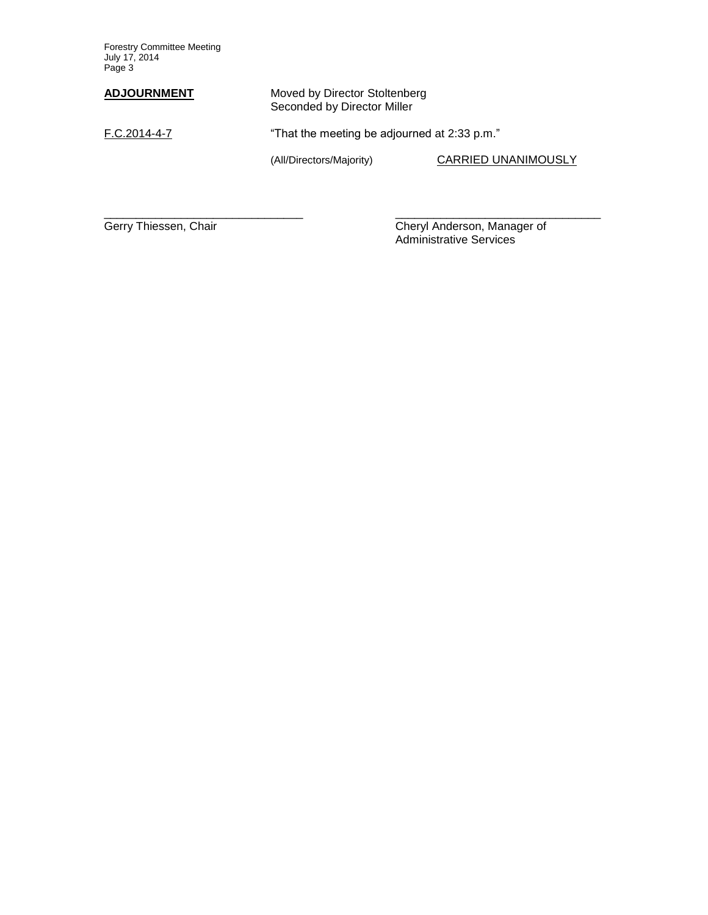**ADJOURNMENT**

Moved by Director Stoltenberg
Seconded by Director Miller

F.C.2014-4-7

"That the meeting be adjourned at 2:33 p.m."

(All/Directors/Majority) CARRIED UNANIMOUSLY

_______________________________
Gerry Thiessen, Chair

_______________________________
Cheryl Anderson, Manager of Administrative Services